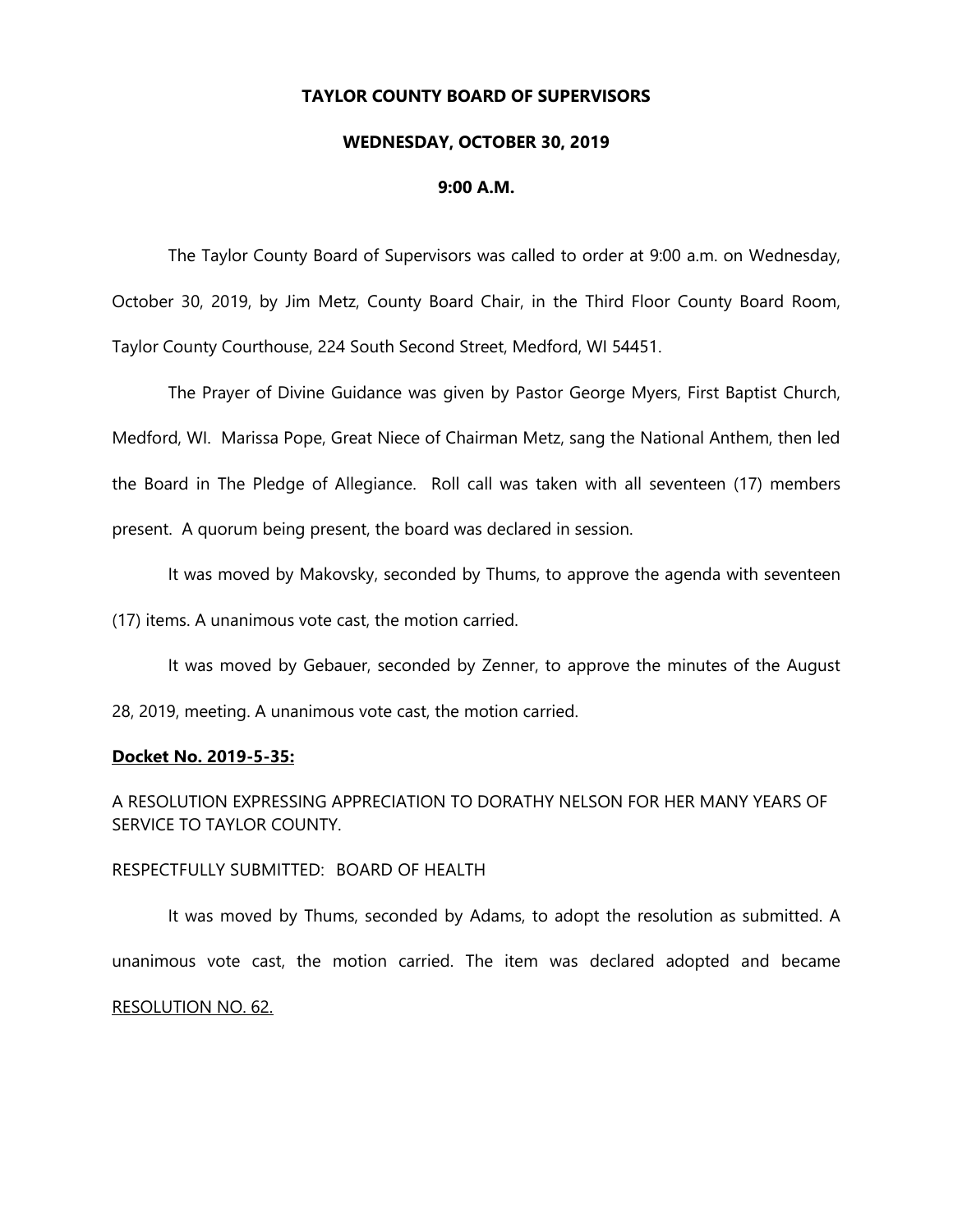# TAYLOR COUNTY BOARD OF SUPERVISORS

## WEDNESDAY, OCTOBER 30, 2019

## 9:00 A.M.

The Taylor County Board of Supervisors was called to order at 9:00 a.m. on Wednesday, October 30, 2019, by Jim Metz, County Board Chair, in the Third Floor County Board Room, Taylor County Courthouse, 224 South Second Street, Medford, WI 54451.

The Prayer of Divine Guidance was given by Pastor George Myers, First Baptist Church, Medford, WI. Marissa Pope, Great Niece of Chairman Metz, sang the National Anthem, then led the Board in The Pledge of Allegiance. Roll call was taken with all seventeen (17) members present. A quorum being present, the board was declared in session.

It was moved by Makovsky, seconded by Thums, to approve the agenda with seventeen (17) items. A unanimous vote cast, the motion carried.

It was moved by Gebauer, seconded by Zenner, to approve the minutes of the August 28, 2019, meeting. A unanimous vote cast, the motion carried.

**Docket No. 2019-5-35:**

A RESOLUTION EXPRESSING APPRECIATION TO DORATHY NELSON FOR HER MANY YEARS OF SERVICE TO TAYLOR COUNTY.

RESPECTFULLY SUBMITTED: BOARD OF HEALTH

It was moved by Thums, seconded by Adams, to adopt the resolution as submitted. A unanimous vote cast, the motion carried. The item was declared adopted and became RESOLUTION NO. 62.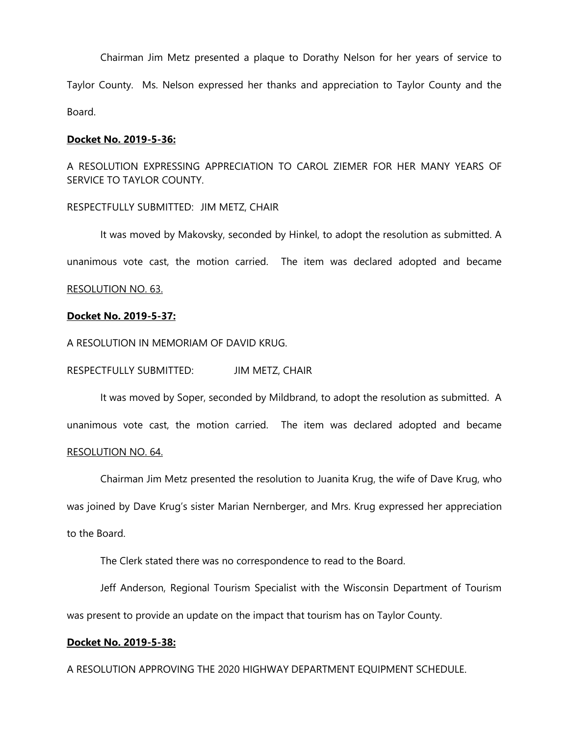Chairman Jim Metz presented a plaque to Dorathy Nelson for her years of service to Taylor County. Ms. Nelson expressed her thanks and appreciation to Taylor County and the Board.

**Docket No. 2019-5-36:**

A RESOLUTION EXPRESSING APPRECIATION TO CAROL ZIEMER FOR HER MANY YEARS OF SERVICE TO TAYLOR COUNTY.

RESPECTFULLY SUBMITTED: JIM METZ, CHAIR

It was moved by Makovsky, seconded by Hinkel, to adopt the resolution as submitted. A unanimous vote cast, the motion carried. The item was declared adopted and became RESOLUTION NO. 63.

**Docket No. 2019-5-37:**

A RESOLUTION IN MEMORIAM OF DAVID KRUG.

RESPECTFULLY SUBMITTED: JIM METZ, CHAIR

It was moved by Soper, seconded by Mildbrand, to adopt the resolution as submitted. A unanimous vote cast, the motion carried. The item was declared adopted and became RESOLUTION NO. 64.

Chairman Jim Metz presented the resolution to Juanita Krug, the wife of Dave Krug, who was joined by Dave Krug's sister Marian Nernberger, and Mrs. Krug expressed her appreciation to the Board.

The Clerk stated there was no correspondence to read to the Board.

Jeff Anderson, Regional Tourism Specialist with the Wisconsin Department of Tourism was present to provide an update on the impact that tourism has on Taylor County.

**Docket No. 2019-5-38:**

A RESOLUTION APPROVING THE 2020 HIGHWAY DEPARTMENT EQUIPMENT SCHEDULE.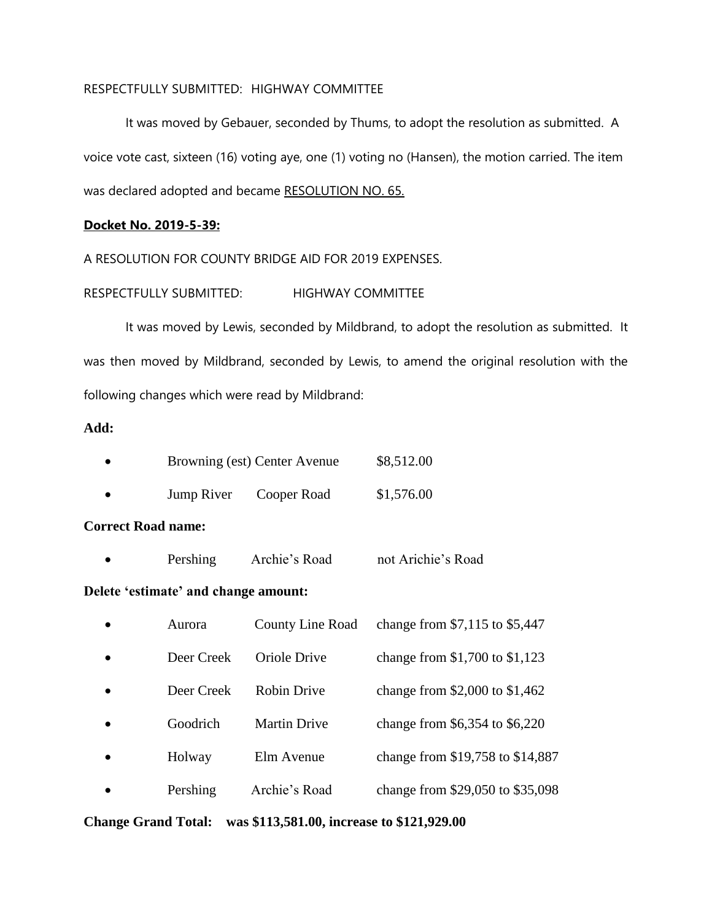RESPECTFULLY SUBMITTED: HIGHWAY COMMITTEE

It was moved by Gebauer, seconded by Thums, to adopt the resolution as submitted. A voice vote cast, sixteen (16) voting aye, one (1) voting no (Hansen), the motion carried. The item was declared adopted and became RESOLUTION NO. 65.

**Docket No. 2019-5-39:**

A RESOLUTION FOR COUNTY BRIDGE AID FOR 2019 EXPENSES.

RESPECTFULLY SUBMITTED: HIGHWAY COMMITTEE

It was moved by Lewis, seconded by Mildbrand, to adopt the resolution as submitted. It was then moved by Mildbrand, seconded by Lewis, to amend the original resolution with the following changes which were read by Mildbrand:

**Add:**

- Browning (est) Center Avenue $8,512.00
- Jump River Cooper Road $1,576.00

**Correct Road name:**

- Pershing Archie's Road not Arichie's Road

**Delete 'estimate' and change amount:**

- Aurora County Line Road change from $7,115 to $5,447
- Deer Creek Oriole Drive change from $1,700 to $1,123
- Deer Creek Robin Drive change from $2,000 to $1,462
- Goodrich Martin Drive change from $6,354 to $6,220
- Holway Elm Avenue change from $19,758 to $14,887
- Pershing Archie's Road change from $29,050 to $35,098

**Change Grand Total: was $113,581.00, increase to $121,929.00**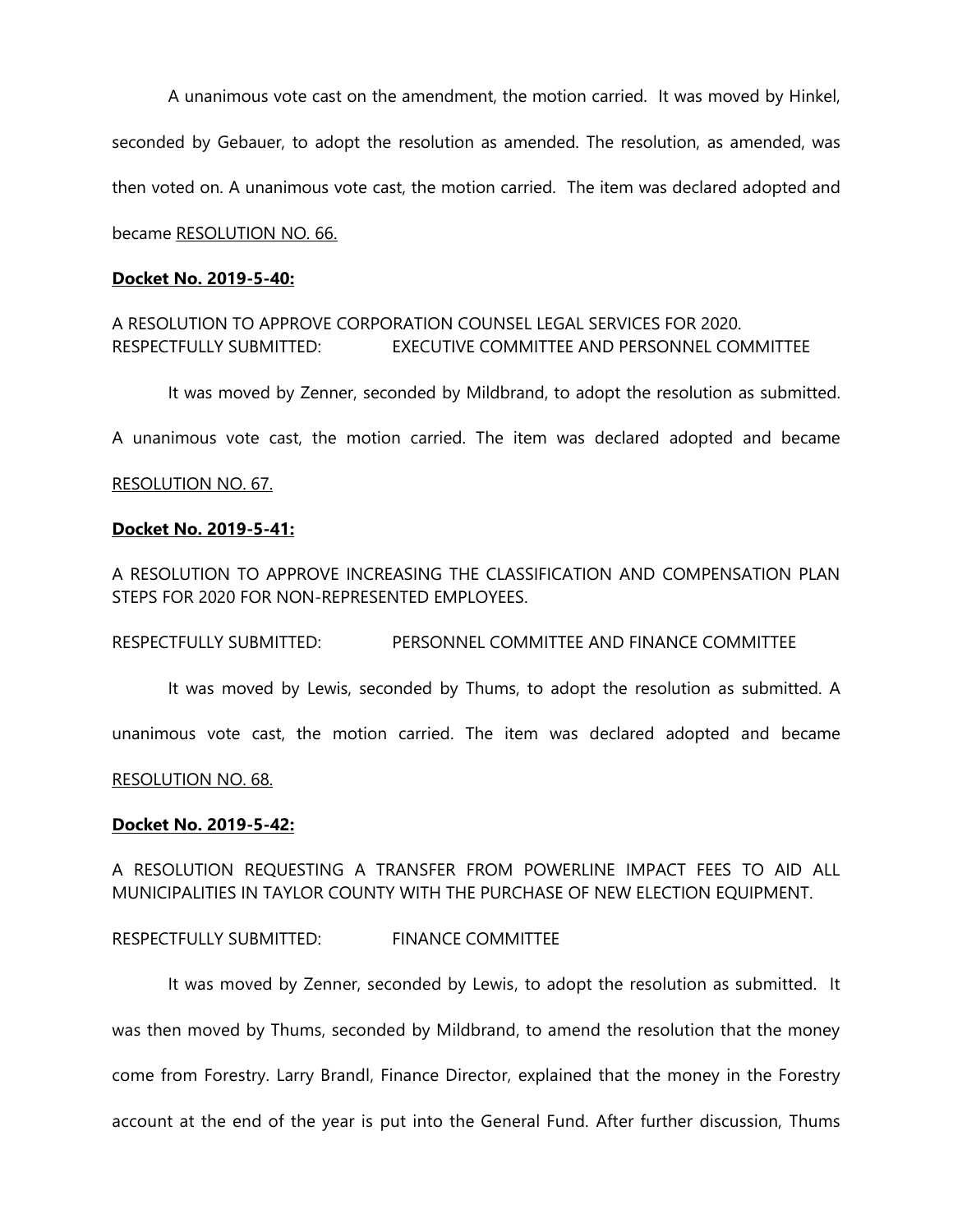A unanimous vote cast on the amendment, the motion carried. It was moved by Hinkel, seconded by Gebauer, to adopt the resolution as amended. The resolution, as amended, was then voted on. A unanimous vote cast, the motion carried. The item was declared adopted and became RESOLUTION NO. 66.

**Docket No. 2019-5-40:**

A RESOLUTION TO APPROVE CORPORATION COUNSEL LEGAL SERVICES FOR 2020.
RESPECTFULLY SUBMITTED: EXECUTIVE COMMITTEE AND PERSONNEL COMMITTEE

It was moved by Zenner, seconded by Mildbrand, to adopt the resolution as submitted. A unanimous vote cast, the motion carried. The item was declared adopted and became RESOLUTION NO. 67.

**Docket No. 2019-5-41:**

A RESOLUTION TO APPROVE INCREASING THE CLASSIFICATION AND COMPENSATION PLAN STEPS FOR 2020 FOR NON-REPRESENTED EMPLOYEES.

RESPECTFULLY SUBMITTED: PERSONNEL COMMITTEE AND FINANCE COMMITTEE

It was moved by Lewis, seconded by Thums, to adopt the resolution as submitted. A unanimous vote cast, the motion carried. The item was declared adopted and became RESOLUTION NO. 68.

**Docket No. 2019-5-42:**

A RESOLUTION REQUESTING A TRANSFER FROM POWERLINE IMPACT FEES TO AID ALL MUNICIPALITIES IN TAYLOR COUNTY WITH THE PURCHASE OF NEW ELECTION EQUIPMENT.

RESPECTFULLY SUBMITTED: FINANCE COMMITTEE

It was moved by Zenner, seconded by Lewis, to adopt the resolution as submitted. It was then moved by Thums, seconded by Mildbrand, to amend the resolution that the money come from Forestry. Larry Brandl, Finance Director, explained that the money in the Forestry account at the end of the year is put into the General Fund. After further discussion, Thums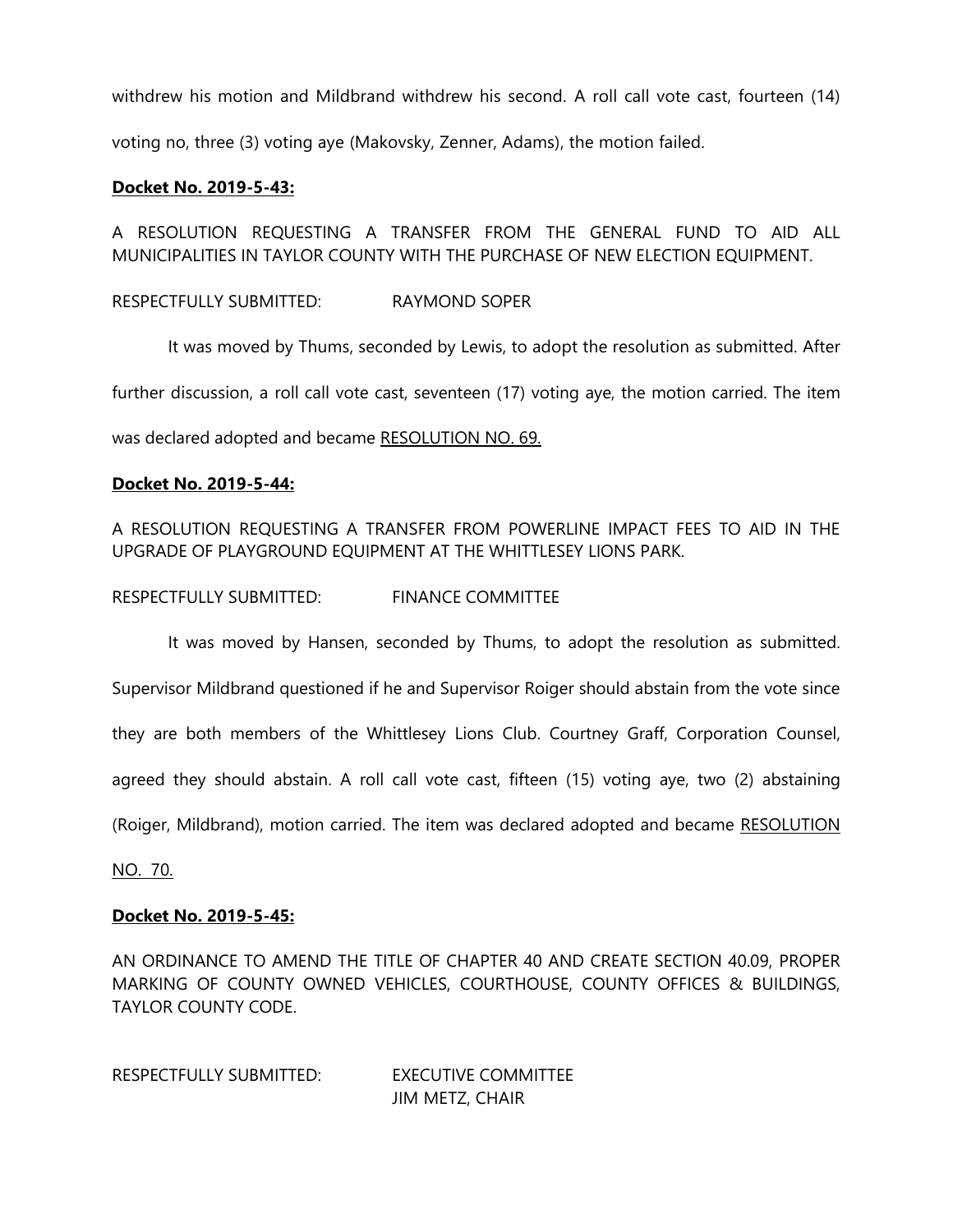withdrew his motion and Mildbrand withdrew his second. A roll call vote cast, fourteen (14) voting no, three (3) voting aye (Makovsky, Zenner, Adams), the motion failed.

**Docket No. 2019-5-43:**

A RESOLUTION REQUESTING A TRANSFER FROM THE GENERAL FUND TO AID ALL MUNICIPALITIES IN TAYLOR COUNTY WITH THE PURCHASE OF NEW ELECTION EQUIPMENT.

RESPECTFULLY SUBMITTED: RAYMOND SOPER

It was moved by Thums, seconded by Lewis, to adopt the resolution as submitted. After further discussion, a roll call vote cast, seventeen (17) voting aye, the motion carried. The item was declared adopted and became RESOLUTION NO. 69.

**Docket No. 2019-5-44:**

A RESOLUTION REQUESTING A TRANSFER FROM POWERLINE IMPACT FEES TO AID IN THE UPGRADE OF PLAYGROUND EQUIPMENT AT THE WHITTLESEY LIONS PARK.

RESPECTFULLY SUBMITTED: FINANCE COMMITTEE

It was moved by Hansen, seconded by Thums, to adopt the resolution as submitted. Supervisor Mildbrand questioned if he and Supervisor Roiger should abstain from the vote since they are both members of the Whittlesey Lions Club. Courtney Graff, Corporation Counsel, agreed they should abstain. A roll call vote cast, fifteen (15) voting aye, two (2) abstaining (Roiger, Mildbrand), motion carried. The item was declared adopted and became RESOLUTION NO. 70.

**Docket No. 2019-5-45:**

AN ORDINANCE TO AMEND THE TITLE OF CHAPTER 40 AND CREATE SECTION 40.09, PROPER MARKING OF COUNTY OWNED VEHICLES, COURTHOUSE, COUNTY OFFICES & BUILDINGS, TAYLOR COUNTY CODE.

RESPECTFULLY SUBMITTED: EXECUTIVE COMMITTEE
JIM METZ, CHAIR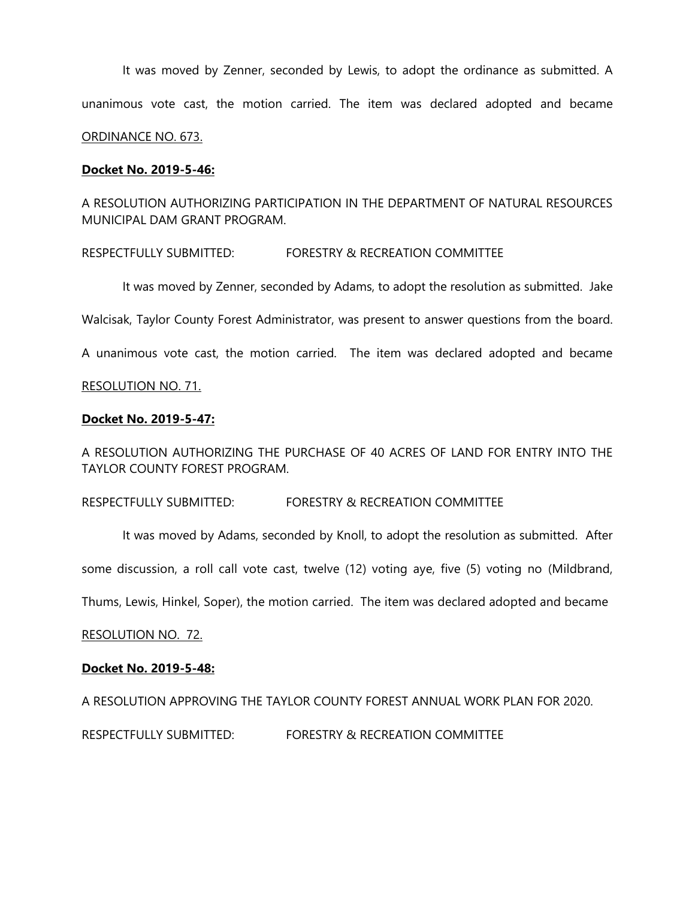It was moved by Zenner, seconded by Lewis, to adopt the ordinance as submitted. A unanimous vote cast, the motion carried. The item was declared adopted and became ORDINANCE NO. 673.

**Docket No. 2019-5-46:**

A RESOLUTION AUTHORIZING PARTICIPATION IN THE DEPARTMENT OF NATURAL RESOURCES MUNICIPAL DAM GRANT PROGRAM.

RESPECTFULLY SUBMITTED: FORESTRY & RECREATION COMMITTEE

It was moved by Zenner, seconded by Adams, to adopt the resolution as submitted. Jake Walcisak, Taylor County Forest Administrator, was present to answer questions from the board. A unanimous vote cast, the motion carried. The item was declared adopted and became RESOLUTION NO. 71.

**Docket No. 2019-5-47:**

A RESOLUTION AUTHORIZING THE PURCHASE OF 40 ACRES OF LAND FOR ENTRY INTO THE TAYLOR COUNTY FOREST PROGRAM.

RESPECTFULLY SUBMITTED: FORESTRY & RECREATION COMMITTEE

It was moved by Adams, seconded by Knoll, to adopt the resolution as submitted. After some discussion, a roll call vote cast, twelve (12) voting aye, five (5) voting no (Mildbrand, Thums, Lewis, Hinkel, Soper), the motion carried. The item was declared adopted and became RESOLUTION NO. 72.

**Docket No. 2019-5-48:**

A RESOLUTION APPROVING THE TAYLOR COUNTY FOREST ANNUAL WORK PLAN FOR 2020.

RESPECTFULLY SUBMITTED: FORESTRY & RECREATION COMMITTEE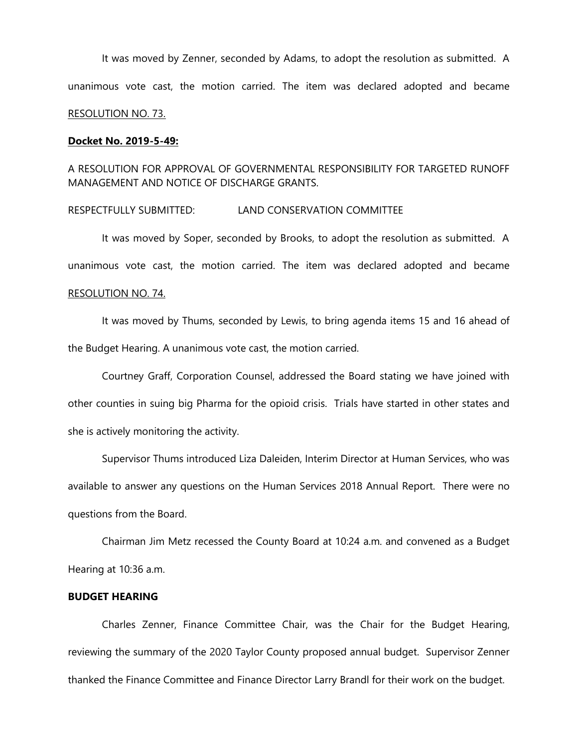It was moved by Zenner, seconded by Adams, to adopt the resolution as submitted. A unanimous vote cast, the motion carried. The item was declared adopted and became RESOLUTION NO. 73.

**Docket No. 2019-5-49:**

A RESOLUTION FOR APPROVAL OF GOVERNMENTAL RESPONSIBILITY FOR TARGETED RUNOFF MANAGEMENT AND NOTICE OF DISCHARGE GRANTS.

RESPECTFULLY SUBMITTED: LAND CONSERVATION COMMITTEE

It was moved by Soper, seconded by Brooks, to adopt the resolution as submitted. A unanimous vote cast, the motion carried. The item was declared adopted and became RESOLUTION NO. 74.

It was moved by Thums, seconded by Lewis, to bring agenda items 15 and 16 ahead of the Budget Hearing. A unanimous vote cast, the motion carried.

Courtney Graff, Corporation Counsel, addressed the Board stating we have joined with other counties in suing big Pharma for the opioid crisis. Trials have started in other states and she is actively monitoring the activity.

Supervisor Thums introduced Liza Daleiden, Interim Director at Human Services, who was available to answer any questions on the Human Services 2018 Annual Report. There were no questions from the Board.

Chairman Jim Metz recessed the County Board at 10:24 a.m. and convened as a Budget Hearing at 10:36 a.m.

**BUDGET HEARING**

Charles Zenner, Finance Committee Chair, was the Chair for the Budget Hearing, reviewing the summary of the 2020 Taylor County proposed annual budget. Supervisor Zenner thanked the Finance Committee and Finance Director Larry Brandl for their work on the budget.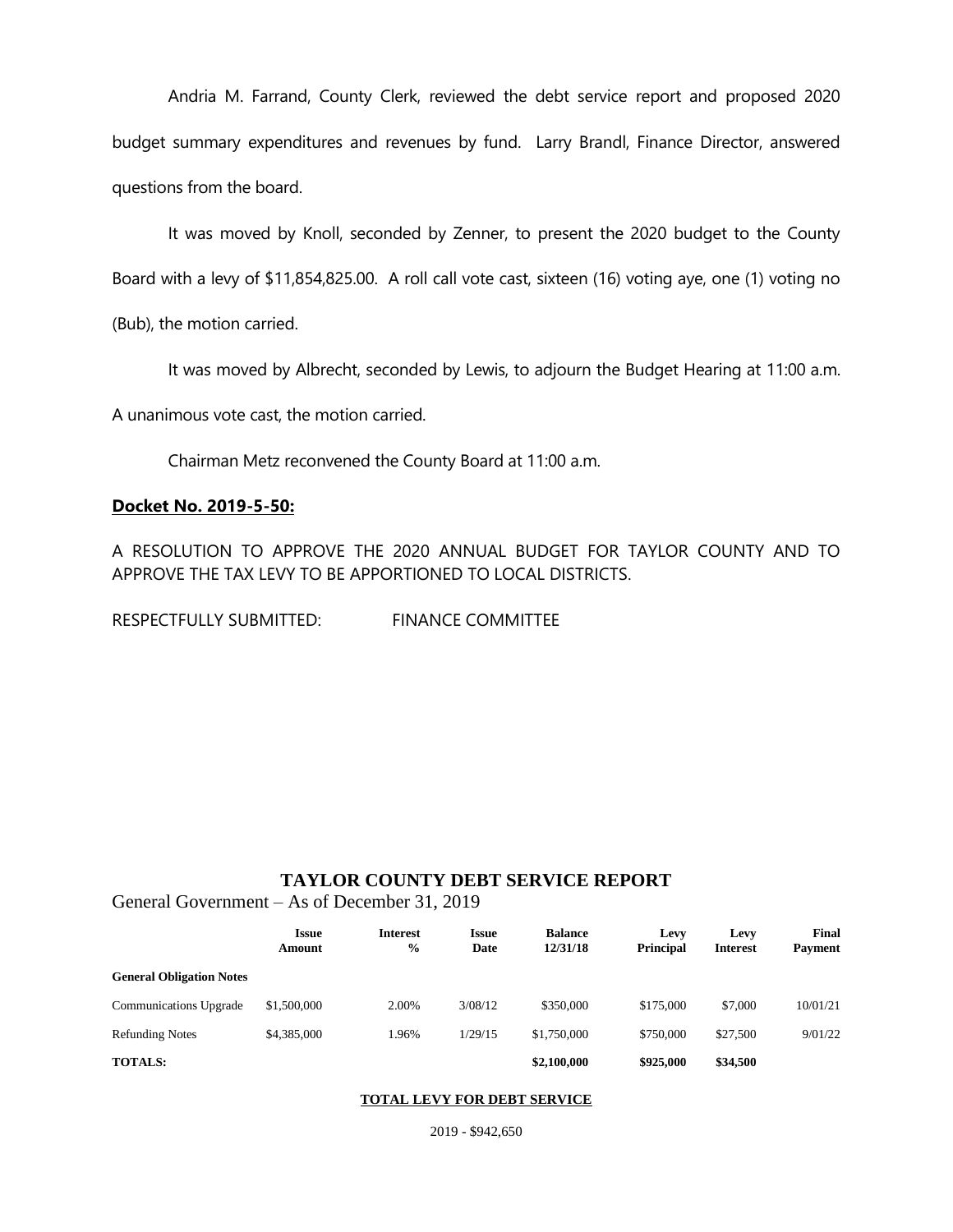Andria M. Farrand, County Clerk, reviewed the debt service report and proposed 2020 budget summary expenditures and revenues by fund. Larry Brandl, Finance Director, answered questions from the board.

It was moved by Knoll, seconded by Zenner, to present the 2020 budget to the County Board with a levy of $11,854,825.00. A roll call vote cast, sixteen (16) voting aye, one (1) voting no (Bub), the motion carried.

It was moved by Albrecht, seconded by Lewis, to adjourn the Budget Hearing at 11:00 a.m. A unanimous vote cast, the motion carried.

Chairman Metz reconvened the County Board at 11:00 a.m.

**Docket No. 2019-5-50:**

A RESOLUTION TO APPROVE THE 2020 ANNUAL BUDGET FOR TAYLOR COUNTY AND TO APPROVE THE TAX LEVY TO BE APPORTIONED TO LOCAL DISTRICTS.

RESPECTFULLY SUBMITTED: FINANCE COMMITTEE

## TAYLOR COUNTY DEBT SERVICE REPORT

General Government – As of December 31, 2019

| | Issue Amount | Interest % | Issue Date | Balance 12/31/18 | Levy Principal | Levy Interest | Final Payment |
|---|---|---|---|---|---|---|---|
| **General Obligation Notes** | | | | | | | |
| Communications Upgrade | $1,500,000 | 2.00% | 3/08/12 | $350,000 | $175,000 | $7,000 | 10/01/21 |
| Refunding Notes | $4,385,000 | 1.96% | 1/29/15 | $1,750,000 | $750,000 | $27,500 | 9/01/22 |
| **TOTALS:** | | | | **$2,100,000** | **$925,000** | **$34,500** | |

**TOTAL LEVY FOR DEBT SERVICE**

2019 - $942,650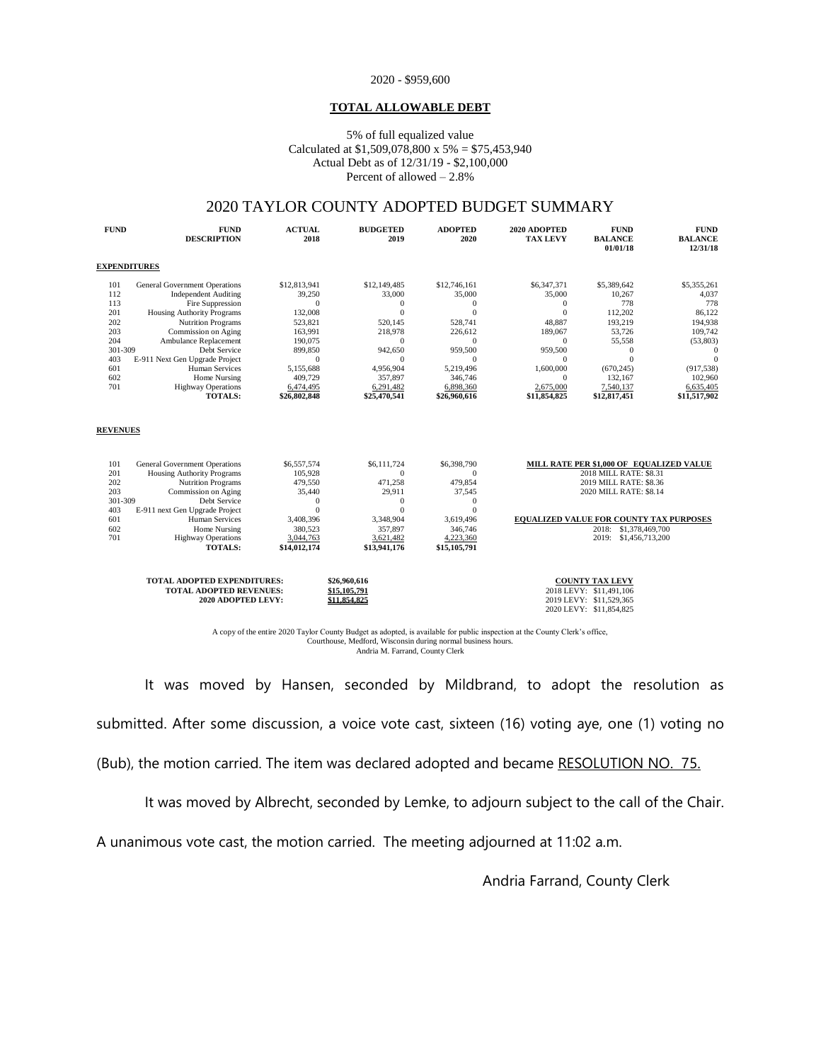2020 - $959,600

**TOTAL ALLOWABLE DEBT**

5% of full equalized value
Calculated at $1,509,078,800 x 5% = $75,453,940
Actual Debt as of 12/31/19 - $2,100,000
Percent of allowed – 2.8%

## 2020 TAYLOR COUNTY ADOPTED BUDGET SUMMARY

| FUND | FUND DESCRIPTION | ACTUAL 2018 | BUDGETED 2019 | ADOPTED 2020 | 2020 ADOPTED TAX LEVY | FUND BALANCE 01/01/18 | FUND BALANCE 12/31/18 |
|---|---|---|---|---|---|---|---|
| **EXPENDITURES** | | | | | | | |
| 101 | General Government Operations | $12,813,941 | $12,149,485 | $12,746,161 | $6,347,371 | $5,389,642 | $5,355,261 |
| 112 | Independent Auditing | 39,250 | 33,000 | 35,000 | 35,000 | 10,267 | 4,037 |
| 113 | Fire Suppression | 0 | 0 | 0 | 0 | 778 | 778 |
| 201 | Housing Authority Programs | 132,008 | 0 | 0 | 0 | 112,202 | 86,122 |
| 202 | Nutrition Programs | 523,821 | 520,145 | 528,741 | 48,887 | 193,219 | 194,938 |
| 203 | Commission on Aging | 163,991 | 218,978 | 226,612 | 189,067 | 53,726 | 109,742 |
| 204 | Ambulance Replacement | 190,075 | 0 | 0 | 0 | 55,558 | (53,803) |
| 301-309 | Debt Service | 899,850 | 942,650 | 959,500 | 959,500 | 0 | 0 |
| 403 | E-911 Next Gen Upgrade Project | 0 | 0 | 0 | 0 | 0 | 0 |
| 601 | Human Services | 5,155,688 | 4,956,904 | 5,219,496 | 1,600,000 | (670,245) | (917,538) |
| 602 | Home Nursing | 409,729 | 357,897 | 346,746 | 0 | 132,167 | 102,960 |
| 701 | Highway Operations | 6,474,495 | 6,291,482 | 6,898,360 | 2,675,000 | 7,540,137 | 6,635,405 |
| | **TOTALS:** | **$26,802,848** | **$25,470,541** | **$26,960,616** | **$11,854,825** | **$12,817,451** | **$11,517,902** |

**REVENUES**

| FUND | FUND DESCRIPTION | ACTUAL 2018 | BUDGETED 2019 | ADOPTED 2020 |
|---|---|---|---|---|
| 101 | General Government Operations | $6,557,574 | $6,111,724 | $6,398,790 |
| 201 | Housing Authority Programs | 105,928 | 0 | 0 |
| 202 | Nutrition Programs | 479,550 | 471,258 | 479,854 |
| 203 | Commission on Aging | 35,440 | 29,911 | 37,545 |
| 301-309 | Debt Service | 0 | 0 | 0 |
| 403 | E-911 next Gen Upgrade Project | 0 | 0 | 0 |
| 601 | Human Services | 3,408,396 | 3,348,904 | 3,619,496 |
| 602 | Home Nursing | 380,523 | 357,897 | 346,746 |
| 701 | Highway Operations | 3,044,763 | 3,621,482 | 4,223,360 |
| | **TOTALS:** | **$14,012,174** | **$13,941,176** | **$15,105,791** |

**MILL RATE PER $1,000 OF EQUALIZED VALUE**
2018 MILL RATE: $8.31
2019 MILL RATE: $8.36
2020 MILL RATE: $8.14

**EQUALIZED VALUE FOR COUNTY TAX PURPOSES**
2018: $1,378,469,700
2019: $1,456,713,200

**TOTAL ADOPTED EXPENDITURES:** $26,960,616
**TOTAL ADOPTED REVENUES:** $15,105,791
**2020 ADOPTED LEVY:** $11,854,825

**COUNTY TAX LEVY**
2018 LEVY: $11,491,106
2019 LEVY: $11,529,365
2020 LEVY: $11,854,825

A copy of the entire 2020 Taylor County Budget as adopted, is available for public inspection at the County Clerk's office, Courthouse, Medford, Wisconsin during normal business hours.
Andria M. Farrand, County Clerk

It was moved by Hansen, seconded by Mildbrand, to adopt the resolution as submitted. After some discussion, a voice vote cast, sixteen (16) voting aye, one (1) voting no (Bub), the motion carried. The item was declared adopted and became RESOLUTION NO. 75.

It was moved by Albrecht, seconded by Lemke, to adjourn subject to the call of the Chair. A unanimous vote cast, the motion carried. The meeting adjourned at 11:02 a.m.

Andria Farrand, County Clerk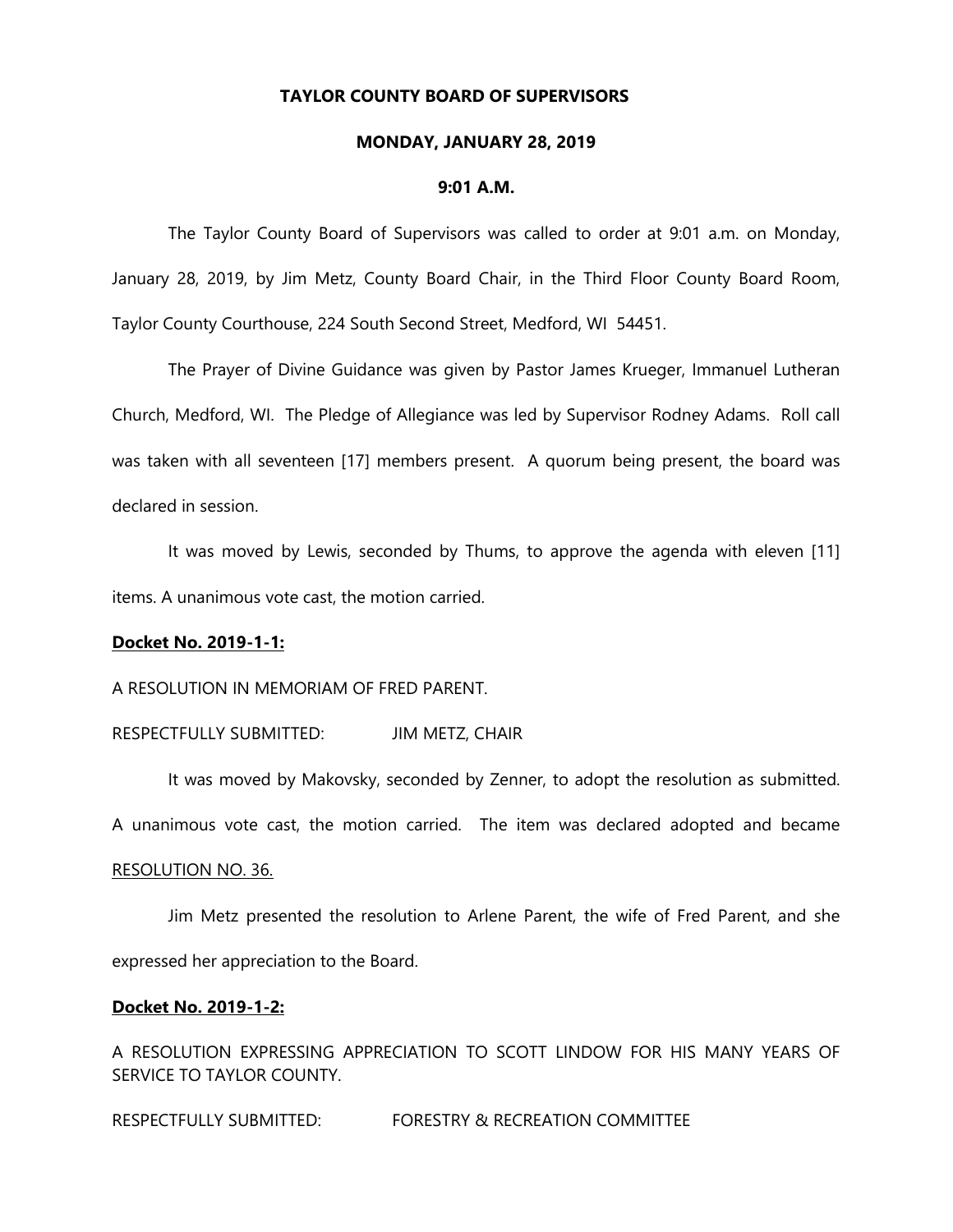**TAYLOR COUNTY BOARD OF SUPERVISORS**

**MONDAY, JANUARY 28, 2019**

**9:01 A.M.**

The Taylor County Board of Supervisors was called to order at 9:01 a.m. on Monday, January 28, 2019, by Jim Metz, County Board Chair, in the Third Floor County Board Room, Taylor County Courthouse, 224 South Second Street, Medford, WI 54451.

The Prayer of Divine Guidance was given by Pastor James Krueger, Immanuel Lutheran Church, Medford, WI. The Pledge of Allegiance was led by Supervisor Rodney Adams. Roll call was taken with all seventeen [17] members present. A quorum being present, the board was declared in session.

It was moved by Lewis, seconded by Thums, to approve the agenda with eleven [11] items. A unanimous vote cast, the motion carried.

**Docket No. 2019-1-1:**

A RESOLUTION IN MEMORIAM OF FRED PARENT.

RESPECTFULLY SUBMITTED: JIM METZ, CHAIR

It was moved by Makovsky, seconded by Zenner, to adopt the resolution as submitted. A unanimous vote cast, the motion carried. The item was declared adopted and became RESOLUTION NO. 36.

Jim Metz presented the resolution to Arlene Parent, the wife of Fred Parent, and she expressed her appreciation to the Board.

**Docket No. 2019-1-2:**

A RESOLUTION EXPRESSING APPRECIATION TO SCOTT LINDOW FOR HIS MANY YEARS OF SERVICE TO TAYLOR COUNTY.

RESPECTFULLY SUBMITTED: FORESTRY & RECREATION COMMITTEE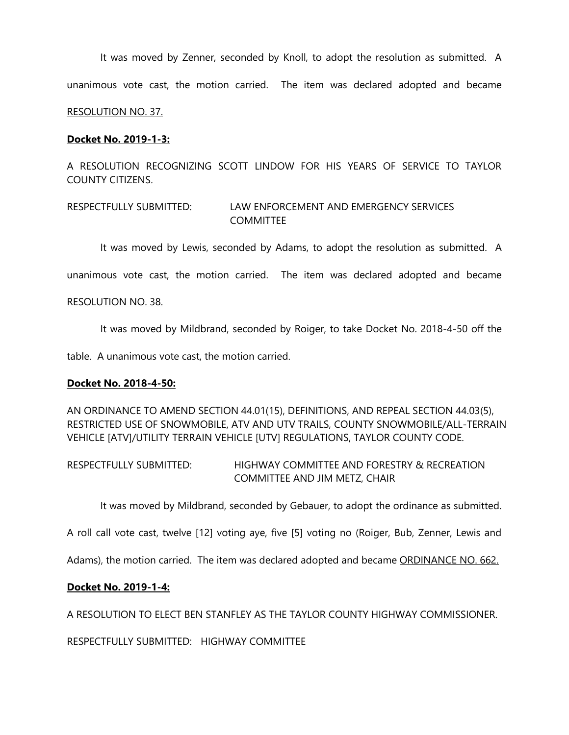It was moved by Zenner, seconded by Knoll, to adopt the resolution as submitted. A unanimous vote cast, the motion carried. The item was declared adopted and became RESOLUTION NO. 37.

**Docket No. 2019-1-3:**

A RESOLUTION RECOGNIZING SCOTT LINDOW FOR HIS YEARS OF SERVICE TO TAYLOR COUNTY CITIZENS.

RESPECTFULLY SUBMITTED: LAW ENFORCEMENT AND EMERGENCY SERVICES COMMITTEE

It was moved by Lewis, seconded by Adams, to adopt the resolution as submitted. A unanimous vote cast, the motion carried. The item was declared adopted and became RESOLUTION NO. 38.

It was moved by Mildbrand, seconded by Roiger, to take Docket No. 2018-4-50 off the table. A unanimous vote cast, the motion carried.

**Docket No. 2018-4-50:**

AN ORDINANCE TO AMEND SECTION 44.01(15), DEFINITIONS, AND REPEAL SECTION 44.03(5), RESTRICTED USE OF SNOWMOBILE, ATV AND UTV TRAILS, COUNTY SNOWMOBILE/ALL-TERRAIN VEHICLE [ATV]/UTILITY TERRAIN VEHICLE [UTV] REGULATIONS, TAYLOR COUNTY CODE.

RESPECTFULLY SUBMITTED: HIGHWAY COMMITTEE AND FORESTRY & RECREATION COMMITTEE AND JIM METZ, CHAIR

It was moved by Mildbrand, seconded by Gebauer, to adopt the ordinance as submitted. A roll call vote cast, twelve [12] voting aye, five [5] voting no (Roiger, Bub, Zenner, Lewis and Adams), the motion carried. The item was declared adopted and became ORDINANCE NO. 662.

**Docket No. 2019-1-4:**

A RESOLUTION TO ELECT BEN STANFLEY AS THE TAYLOR COUNTY HIGHWAY COMMISSIONER.

RESPECTFULLY SUBMITTED: HIGHWAY COMMITTEE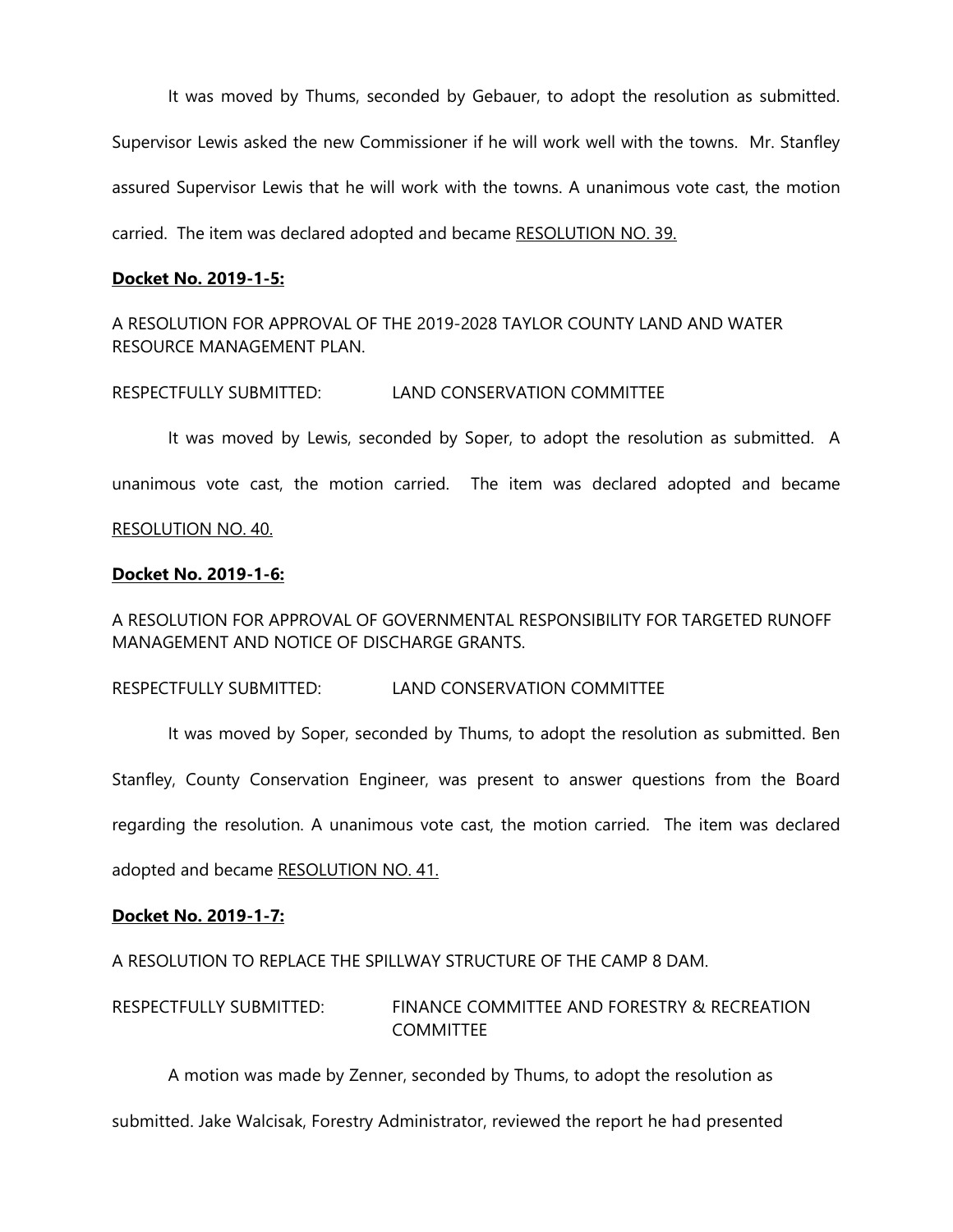It was moved by Thums, seconded by Gebauer, to adopt the resolution as submitted. Supervisor Lewis asked the new Commissioner if he will work well with the towns. Mr. Stanfley assured Supervisor Lewis that he will work with the towns. A unanimous vote cast, the motion carried. The item was declared adopted and became RESOLUTION NO. 39.

**Docket No. 2019-1-5:**

A RESOLUTION FOR APPROVAL OF THE 2019-2028 TAYLOR COUNTY LAND AND WATER RESOURCE MANAGEMENT PLAN.

RESPECTFULLY SUBMITTED: LAND CONSERVATION COMMITTEE

It was moved by Lewis, seconded by Soper, to adopt the resolution as submitted. A unanimous vote cast, the motion carried. The item was declared adopted and became RESOLUTION NO. 40.

**Docket No. 2019-1-6:**

A RESOLUTION FOR APPROVAL OF GOVERNMENTAL RESPONSIBILITY FOR TARGETED RUNOFF MANAGEMENT AND NOTICE OF DISCHARGE GRANTS.

RESPECTFULLY SUBMITTED: LAND CONSERVATION COMMITTEE

It was moved by Soper, seconded by Thums, to adopt the resolution as submitted. Ben Stanfley, County Conservation Engineer, was present to answer questions from the Board regarding the resolution. A unanimous vote cast, the motion carried. The item was declared adopted and became RESOLUTION NO. 41.

**Docket No. 2019-1-7:**

A RESOLUTION TO REPLACE THE SPILLWAY STRUCTURE OF THE CAMP 8 DAM.

RESPECTFULLY SUBMITTED: FINANCE COMMITTEE AND FORESTRY & RECREATION COMMITTEE

A motion was made by Zenner, seconded by Thums, to adopt the resolution as submitted. Jake Walcisak, Forestry Administrator, reviewed the report he had presented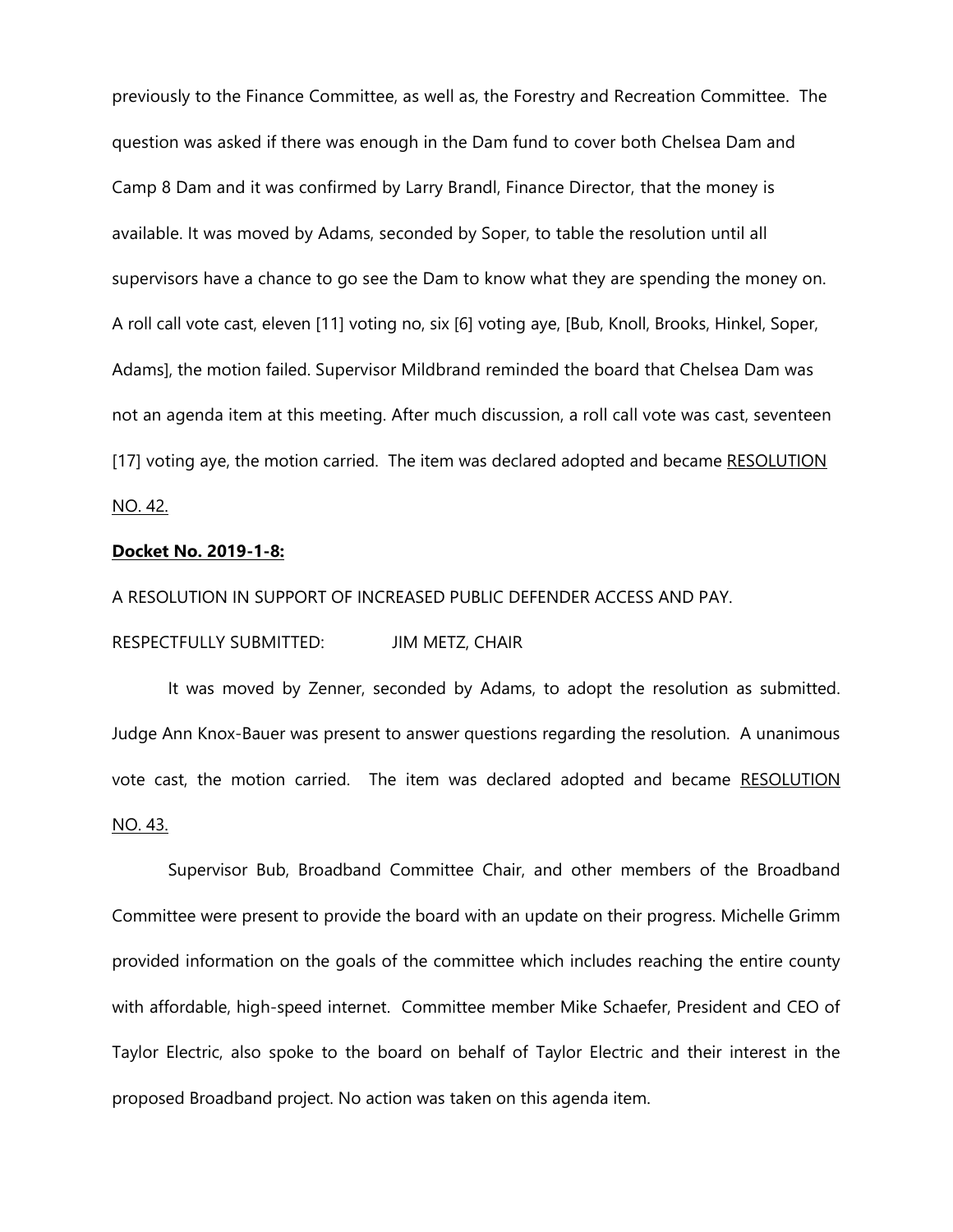previously to the Finance Committee, as well as, the Forestry and Recreation Committee. The question was asked if there was enough in the Dam fund to cover both Chelsea Dam and Camp 8 Dam and it was confirmed by Larry Brandl, Finance Director, that the money is available. It was moved by Adams, seconded by Soper, to table the resolution until all supervisors have a chance to go see the Dam to know what they are spending the money on. A roll call vote cast, eleven [11] voting no, six [6] voting aye, [Bub, Knoll, Brooks, Hinkel, Soper, Adams], the motion failed. Supervisor Mildbrand reminded the board that Chelsea Dam was not an agenda item at this meeting. After much discussion, a roll call vote was cast, seventeen [17] voting aye, the motion carried. The item was declared adopted and became <u>RESOLUTION NO. 42.</u>

**<u>Docket No. 2019-1-8:</u>**

A RESOLUTION IN SUPPORT OF INCREASED PUBLIC DEFENDER ACCESS AND PAY.

RESPECTFULLY SUBMITTED: JIM METZ, CHAIR

It was moved by Zenner, seconded by Adams, to adopt the resolution as submitted. Judge Ann Knox-Bauer was present to answer questions regarding the resolution. A unanimous vote cast, the motion carried. The item was declared adopted and became <u>RESOLUTION NO. 43.</u>

Supervisor Bub, Broadband Committee Chair, and other members of the Broadband Committee were present to provide the board with an update on their progress. Michelle Grimm provided information on the goals of the committee which includes reaching the entire county with affordable, high-speed internet. Committee member Mike Schaefer, President and CEO of Taylor Electric, also spoke to the board on behalf of Taylor Electric and their interest in the proposed Broadband project. No action was taken on this agenda item.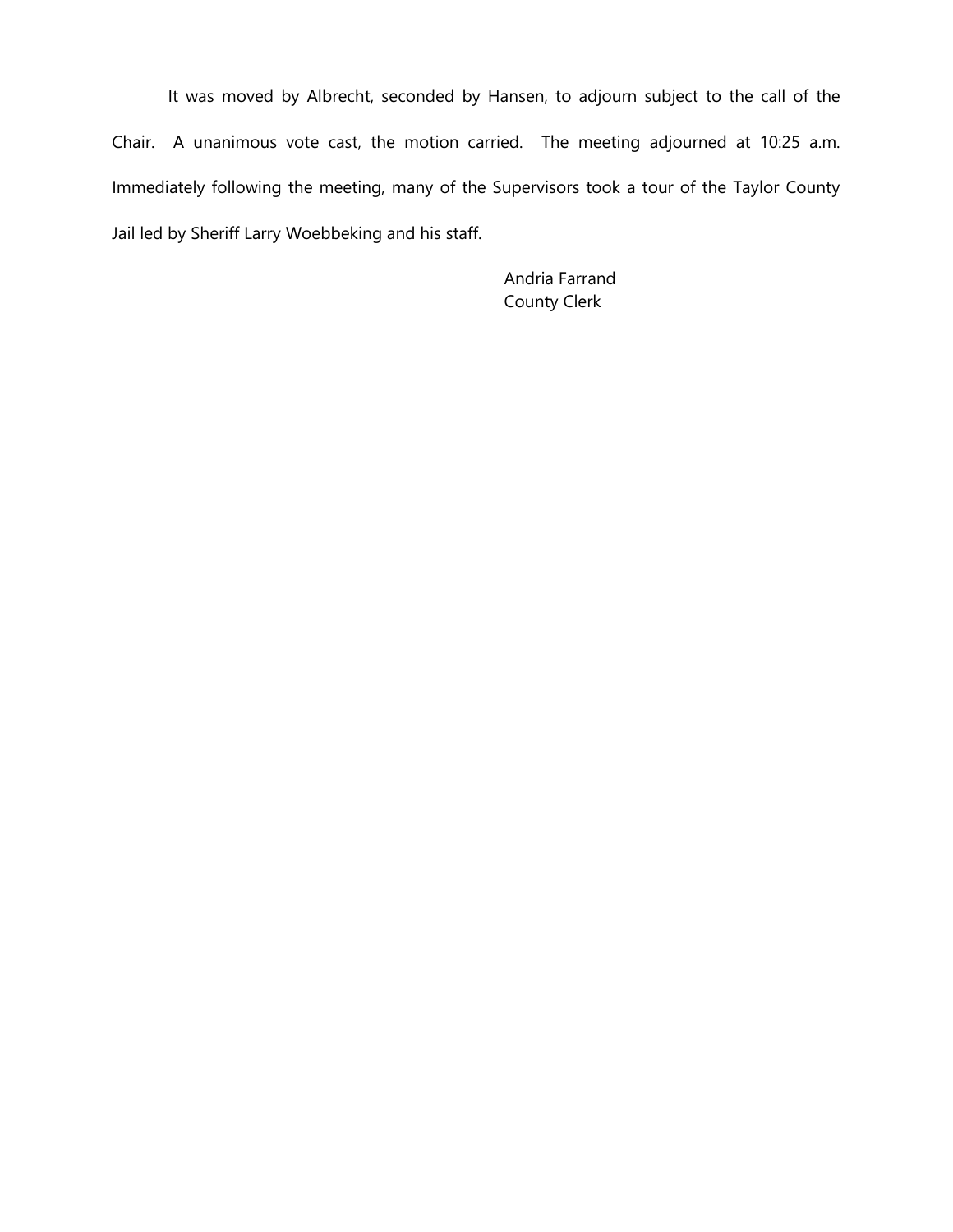It was moved by Albrecht, seconded by Hansen, to adjourn subject to the call of the Chair. A unanimous vote cast, the motion carried. The meeting adjourned at 10:25 a.m. Immediately following the meeting, many of the Supervisors took a tour of the Taylor County Jail led by Sheriff Larry Woebbeking and his staff.

Andria Farrand
County Clerk